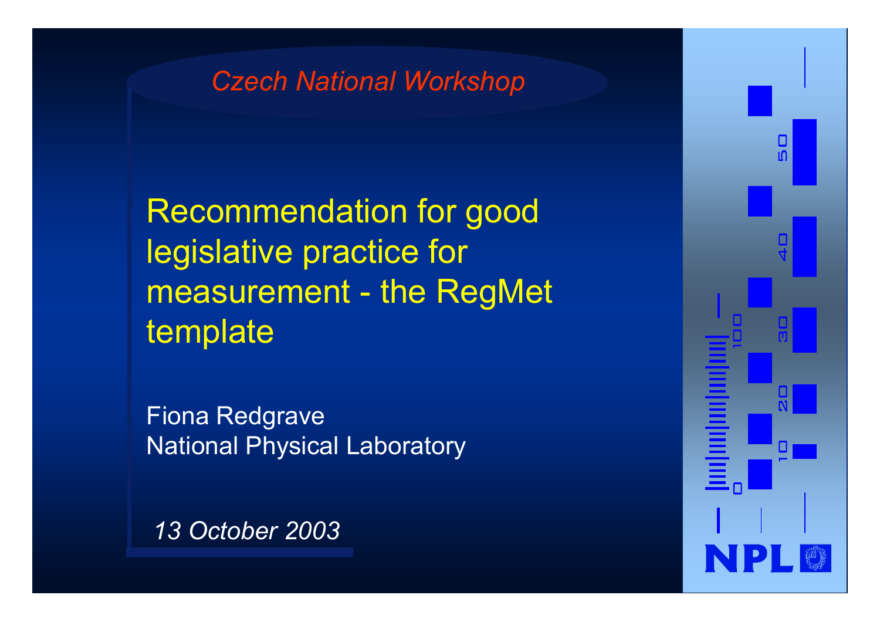*Czech National Workshop*

# Recommendation for good legislative practice for measurement - the RegMet template

Fiona Redgrave
National Physical Laboratory

*13 October 2003*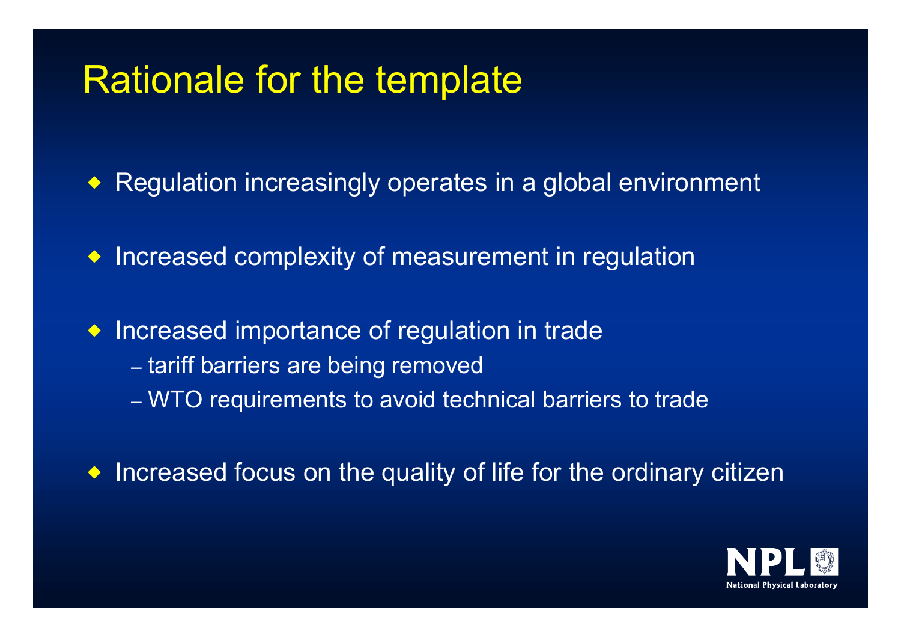# Rationale for the template

- Regulation increasingly operates in a global environment
- Increased complexity of measurement in regulation
- Increased importance of regulation in trade
  - tariff barriers are being removed
  - WTO requirements to avoid technical barriers to trade
- Increased focus on the quality of life for the ordinary citizen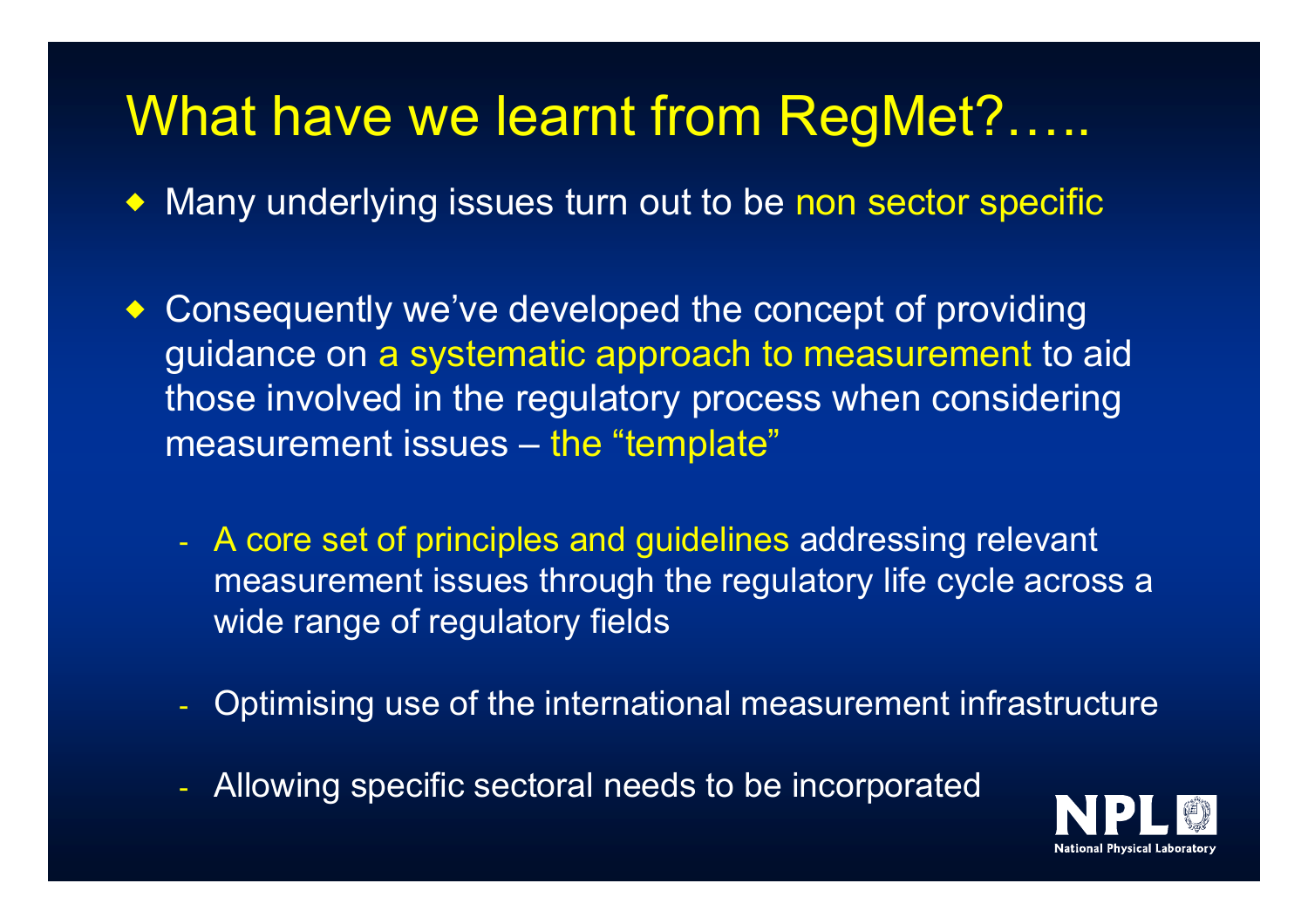# What have we learnt from RegMet?…..

- Many underlying issues turn out to be non sector specific

- Consequently we've developed the concept of providing guidance on a systematic approach to measurement to aid those involved in the regulatory process when considering measurement issues – the "template"

  - A core set of principles and guidelines addressing relevant measurement issues through the regulatory life cycle across a wide range of regulatory fields
  - Optimising use of the international measurement infrastructure
  - Allowing specific sectoral needs to be incorporated

NPL National Physical Laboratory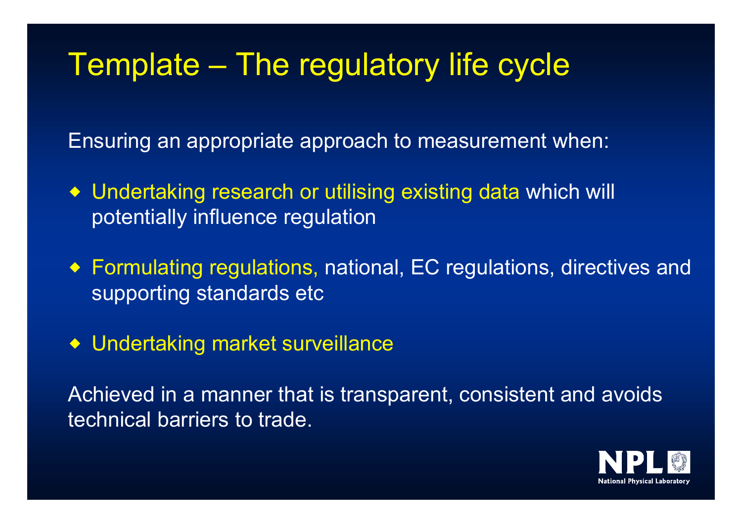# Template – The regulatory life cycle

Ensuring an appropriate approach to measurement when:

- Undertaking research or utilising existing data which will potentially influence regulation
- Formulating regulations, national, EC regulations, directives and supporting standards etc
- Undertaking market surveillance

Achieved in a manner that is transparent, consistent and avoids technical barriers to trade.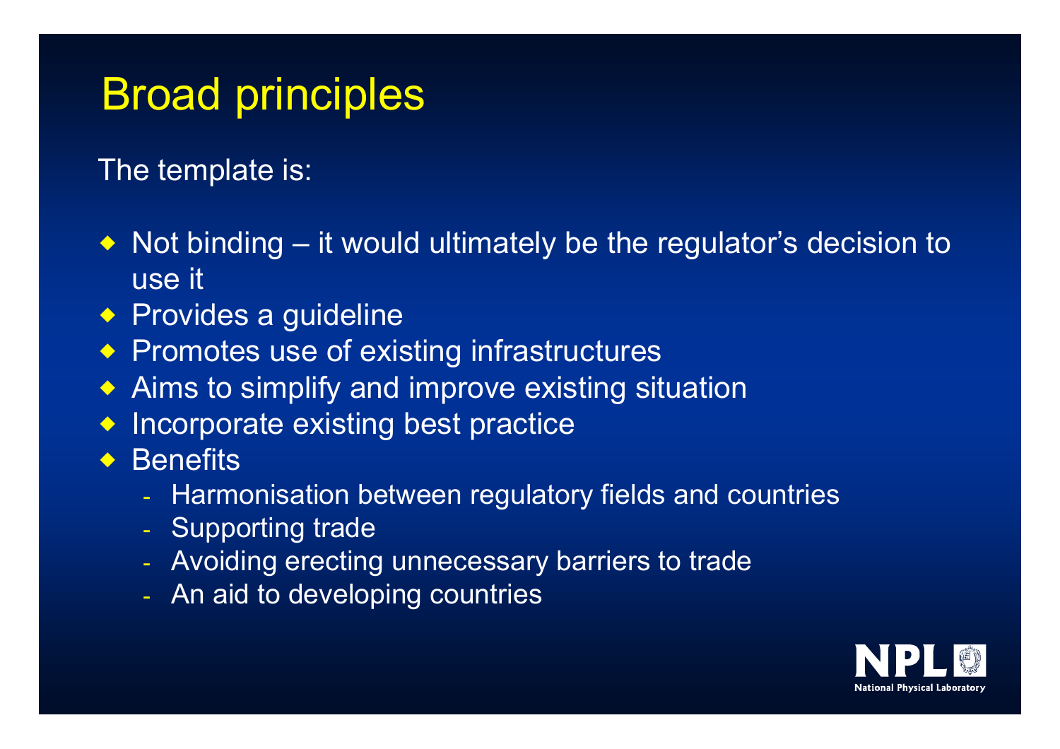# Broad principles

The template is:

- Not binding – it would ultimately be the regulator's decision to use it
- Provides a guideline
- Promotes use of existing infrastructures
- Aims to simplify and improve existing situation
- Incorporate existing best practice
- Benefits
  - Harmonisation between regulatory fields and countries
  - Supporting trade
  - Avoiding erecting unnecessary barriers to trade
  - An aid to developing countries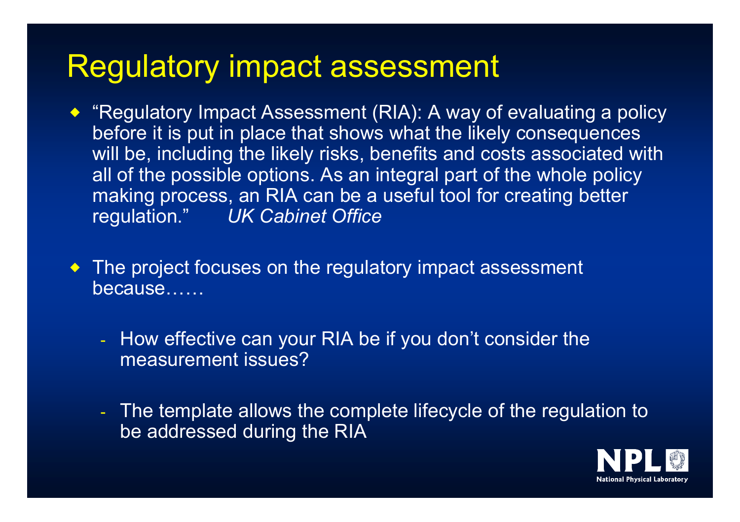# Regulatory impact assessment

- "Regulatory Impact Assessment (RIA): A way of evaluating a policy before it is put in place that shows what the likely consequences will be, including the likely risks, benefits and costs associated with all of the possible options. As an integral part of the whole policy making process, an RIA can be a useful tool for creating better regulation." *UK Cabinet Office*

- The project focuses on the regulatory impact assessment because……

  - How effective can your RIA be if you don't consider the measurement issues?

  - The template allows the complete lifecycle of the regulation to be addressed during the RIA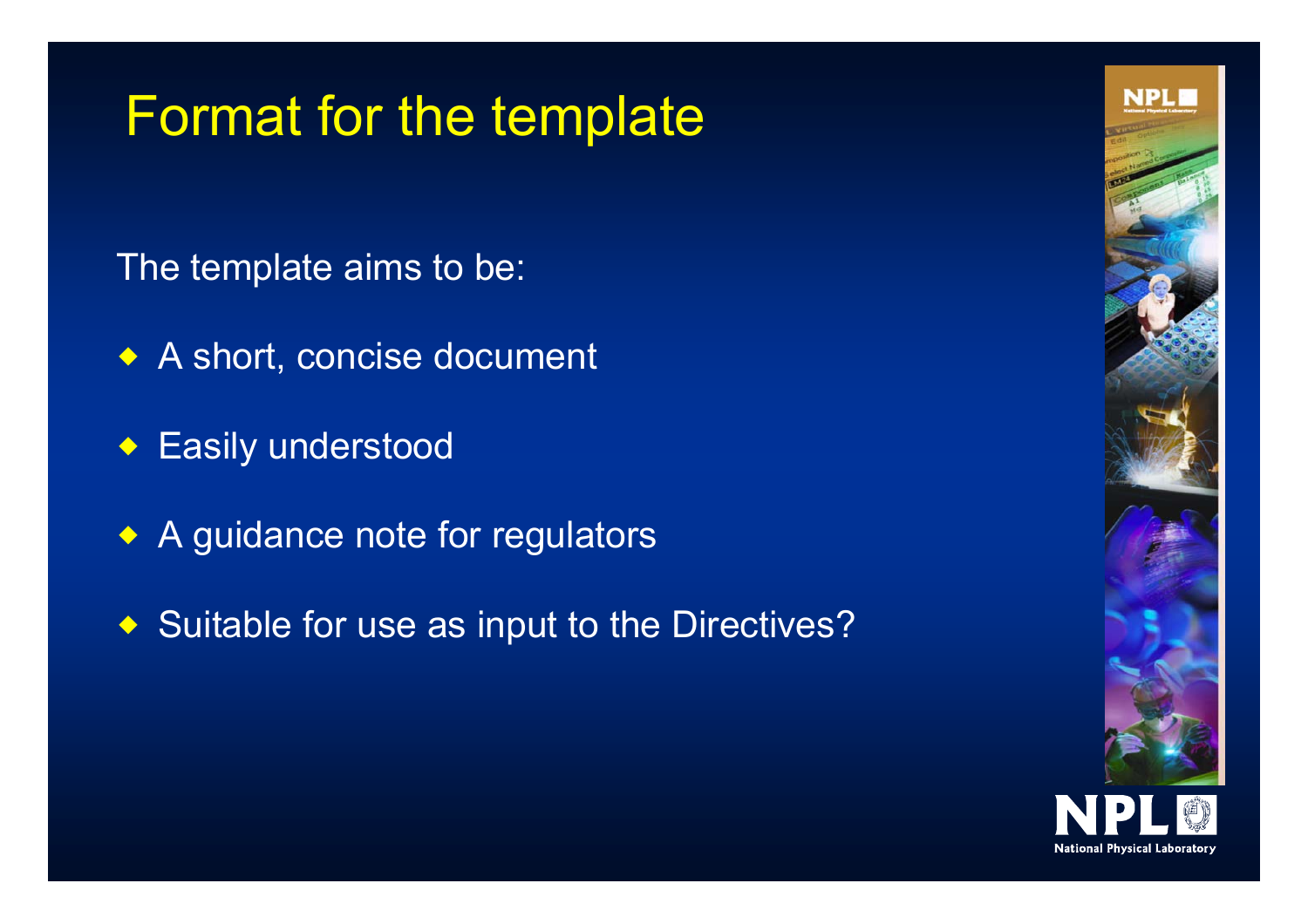# Format for the template

The template aims to be:

- A short, concise document
- Easily understood
- A guidance note for regulators
- Suitable for use as input to the Directives?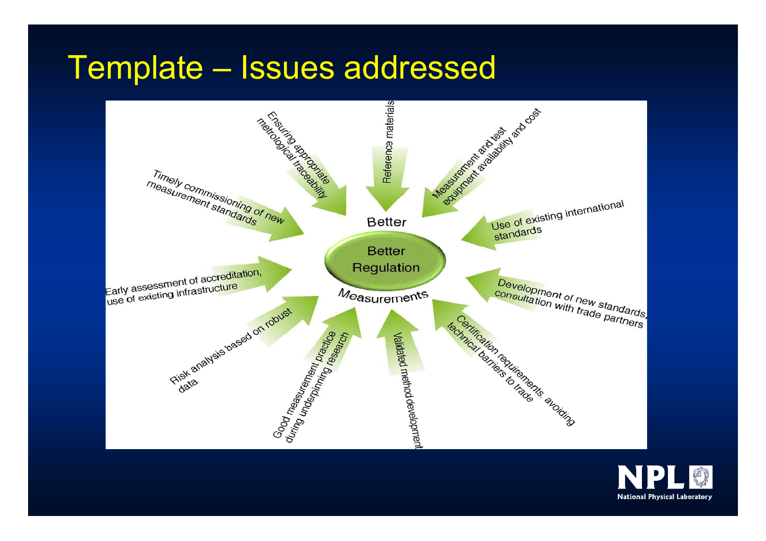# Template – Issues addressed

Better

Better Regulation

Measurements

- Ensuring appropriate metrological traceability
- Reference materials
- Measurement and test equipment availability and cost
- Use of existing international standards
- Development of new standards, consultation with trade partners
- Certification requirements, avoiding technical barriers to trade
- Validated method development
- Good measurement practice during underpinning research
- Risk analysis based on robust data
- Early assessment of accreditation, use of existing infrastructure
- Timely commissioning of new measurement standards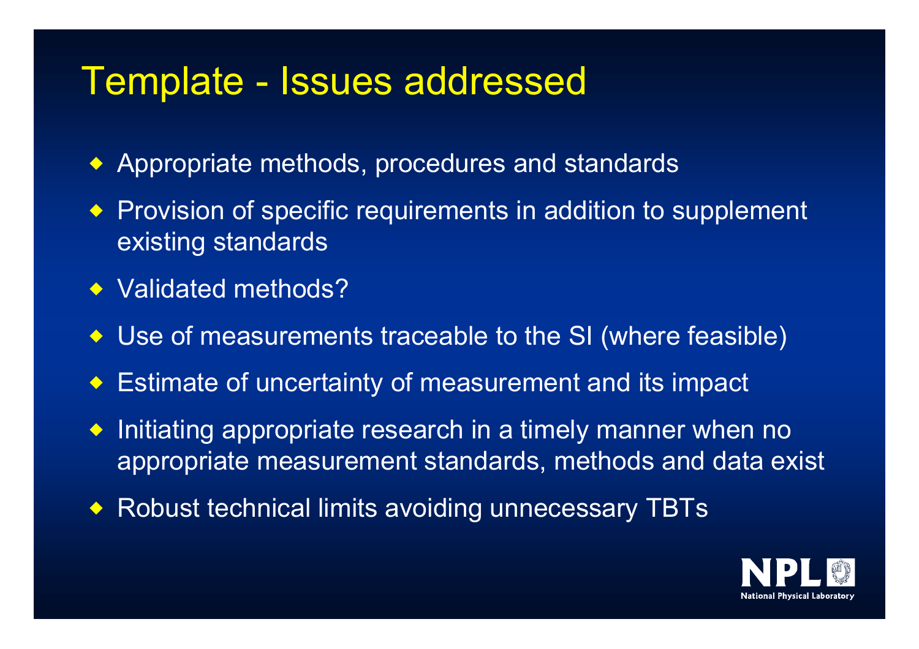# Template - Issues addressed

- Appropriate methods, procedures and standards
- Provision of specific requirements in addition to supplement existing standards
- Validated methods?
- Use of measurements traceable to the SI (where feasible)
- Estimate of uncertainty of measurement and its impact
- Initiating appropriate research in a timely manner when no appropriate measurement standards, methods and data exist
- Robust technical limits avoiding unnecessary TBTs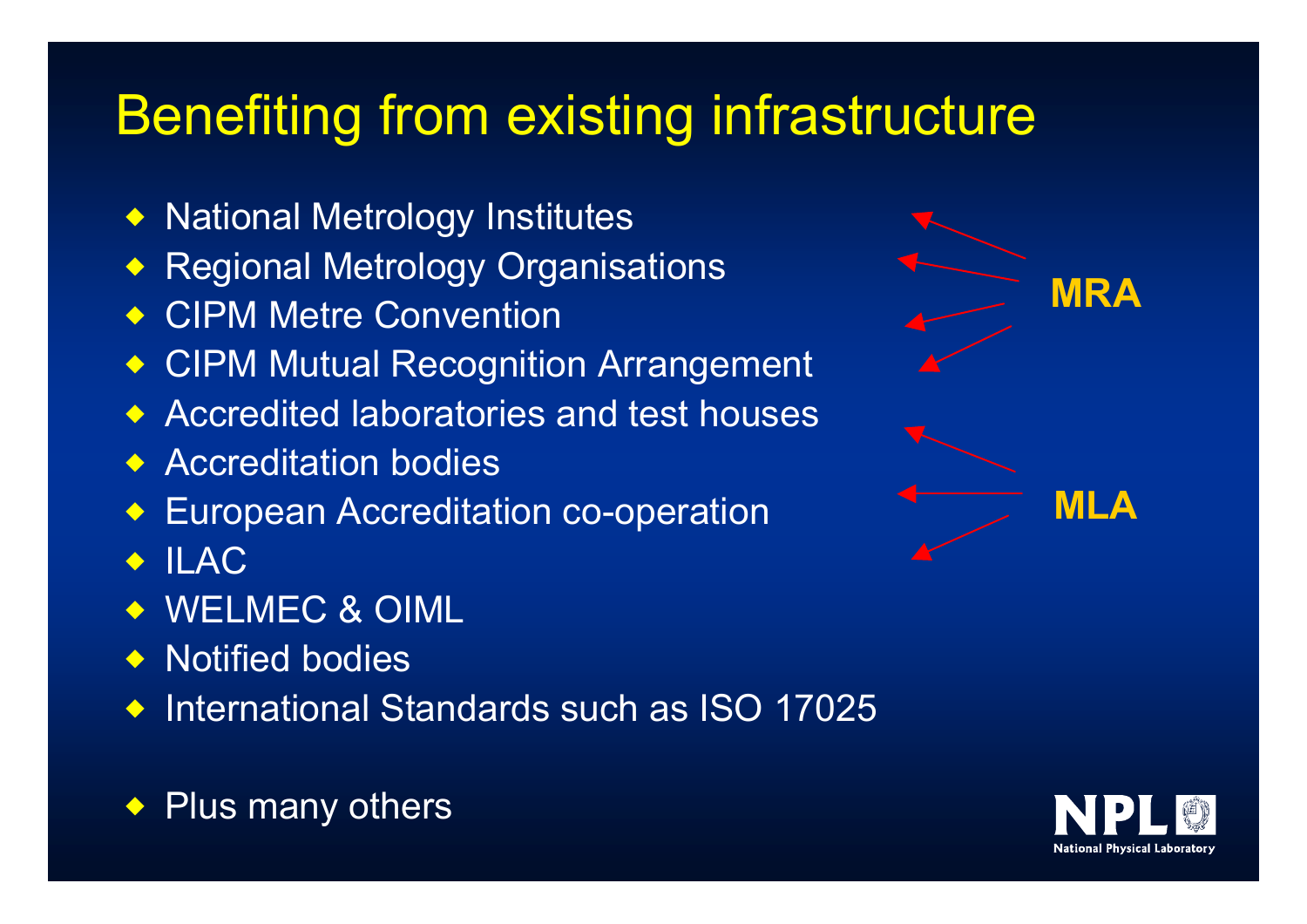# Benefiting from existing infrastructure

- National Metrology Institutes
- Regional Metrology Organisations
- CIPM Metre Convention
- CIPM Mutual Recognition Arrangement
- Accredited laboratories and test houses
- Accreditation bodies
- European Accreditation co-operation
- ILAC
- WELMEC & OIML
- Notified bodies
- International Standards such as ISO 17025

- Plus many others

**MRA**

**MLA**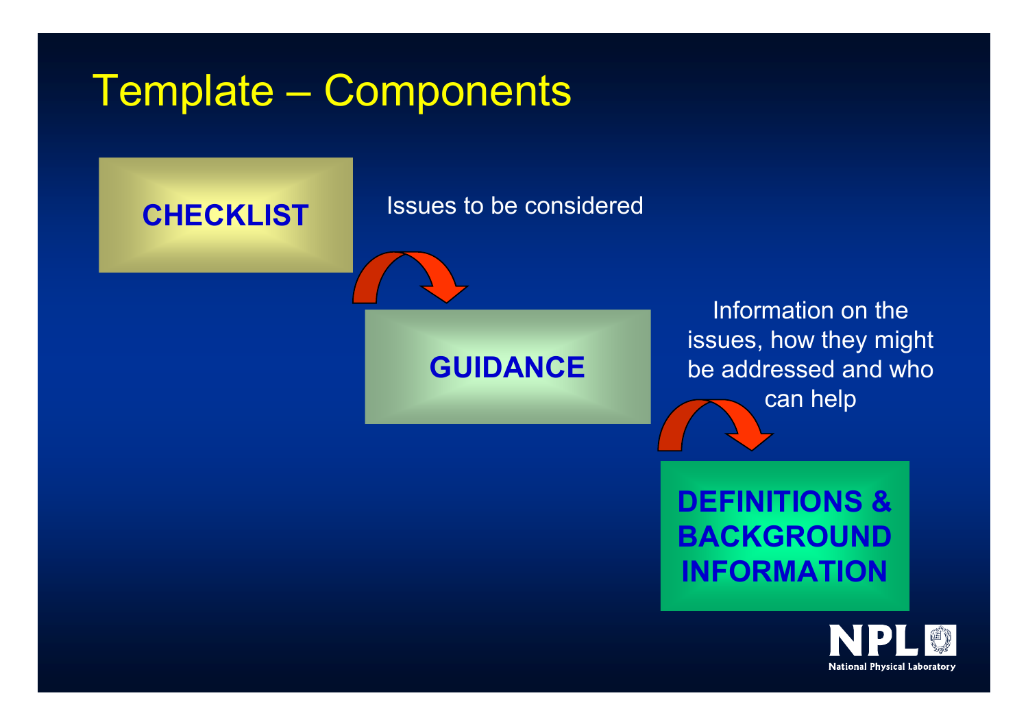# Template – Components

**CHECKLIST**

Issues to be considered

**GUIDANCE**

Information on the issues, how they might be addressed and who can help

**DEFINITIONS & BACKGROUND INFORMATION**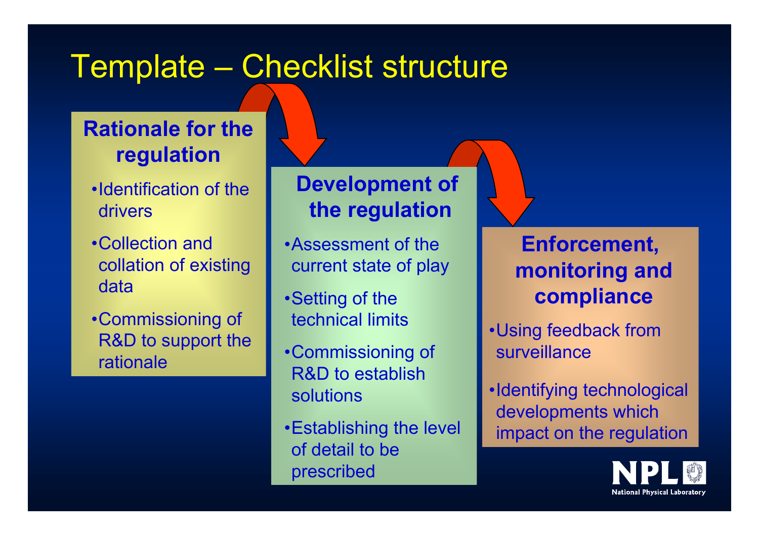# Template – Checklist structure

## Rationale for the regulation

- Identification of the drivers
- Collection and collation of existing data
- Commissioning of R&D to support the rationale

## Development of the regulation

- Assessment of the current state of play
- Setting of the technical limits
- Commissioning of R&D to establish solutions
- Establishing the level of detail to be prescribed

## Enforcement, monitoring and compliance

- Using feedback from surveillance
- Identifying technological developments which impact on the regulation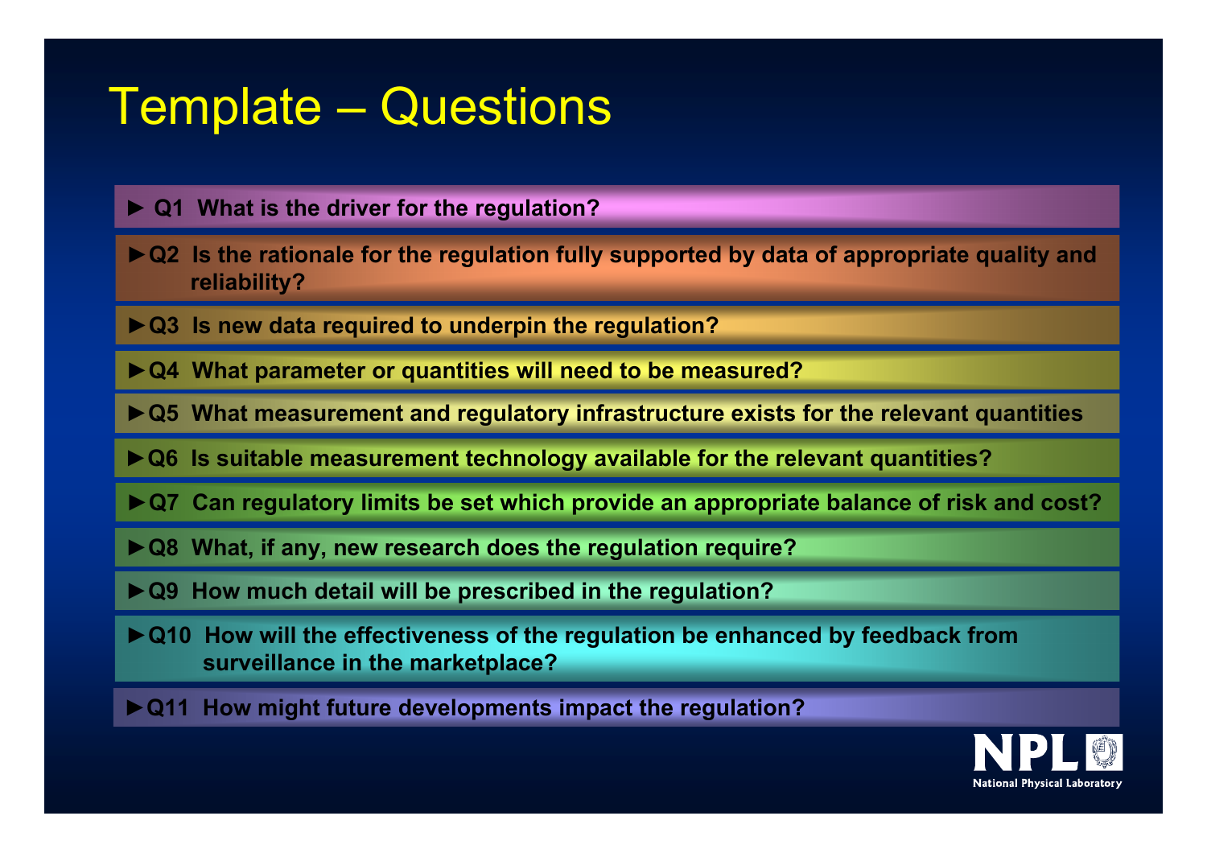# Template – Questions

- ► **Q1 What is the driver for the regulation?**
- ► **Q2 Is the rationale for the regulation fully supported by data of appropriate quality and reliability?**
- ► **Q3 Is new data required to underpin the regulation?**
- ► **Q4 What parameter or quantities will need to be measured?**
- ► **Q5 What measurement and regulatory infrastructure exists for the relevant quantities**
- ► **Q6 Is suitable measurement technology available for the relevant quantities?**
- ► **Q7 Can regulatory limits be set which provide an appropriate balance of risk and cost?**
- ► **Q8 What, if any, new research does the regulation require?**
- ► **Q9 How much detail will be prescribed in the regulation?**
- ► **Q10 How will the effectiveness of the regulation be enhanced by feedback from surveillance in the marketplace?**
- ► **Q11 How might future developments impact the regulation?**

NPL National Physical Laboratory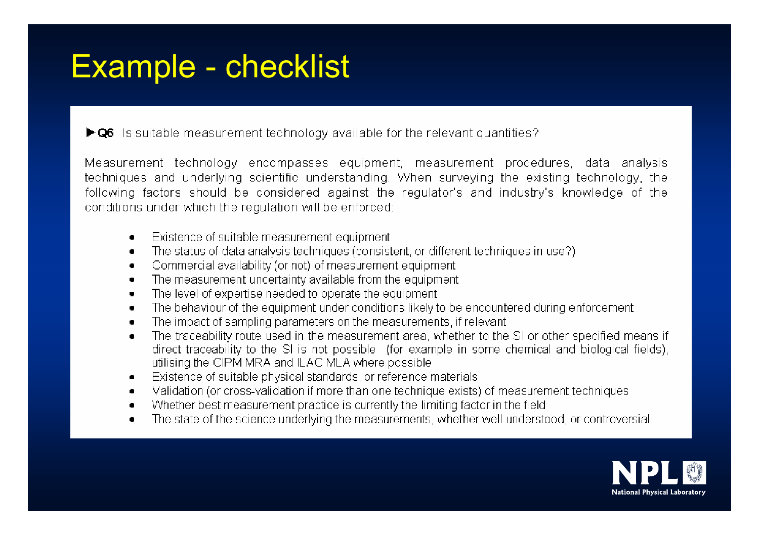# Example - checklist

▶ **Q6** Is suitable measurement technology available for the relevant quantities?

Measurement technology encompasses equipment, measurement procedures, data analysis techniques and underlying scientific understanding. When surveying the existing technology, the following factors should be considered against the regulator's and industry's knowledge of the conditions under which the regulation will be enforced:

- Existence of suitable measurement equipment
- The status of data analysis techniques (consistent, or different techniques in use?)
- Commercial availability (or not) of measurement equipment
- The measurement uncertainty available from the equipment
- The level of expertise needed to operate the equipment
- The behaviour of the equipment under conditions likely to be encountered during enforcement
- The impact of sampling parameters on the measurements, if relevant
- The traceability route used in the measurement area, whether to the SI or other specified means if direct traceability to the SI is not possible (for example in some chemical and biological fields), utilising the CIPM MRA and ILAC MLA where possible
- Existence of suitable physical standards, or reference materials
- Validation (or cross-validation if more than one technique exists) of measurement techniques
- Whether best measurement practice is currently the limiting factor in the field
- The state of the science underlying the measurements, whether well understood, or controversial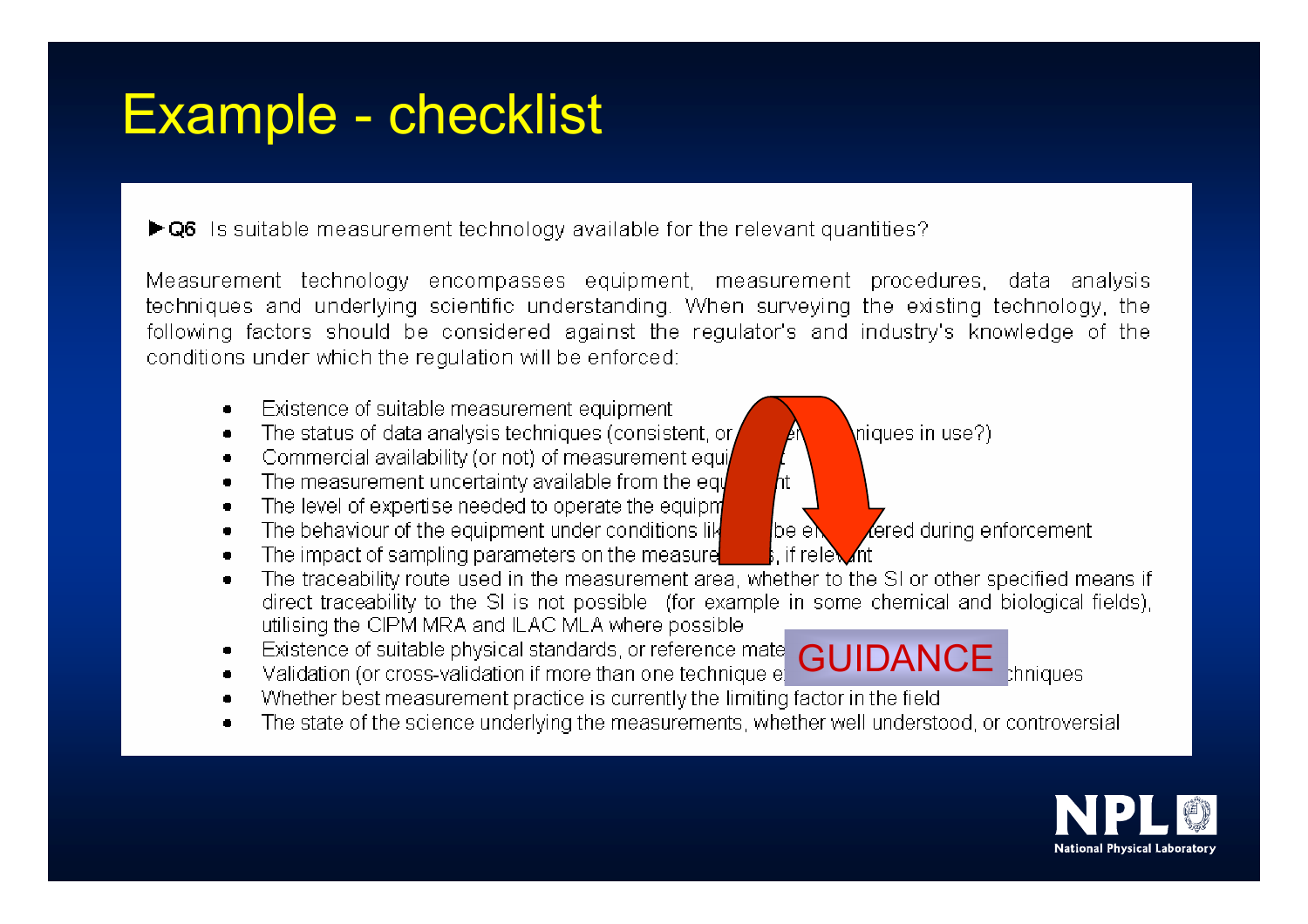# Example - checklist

▶ **Q6** Is suitable measurement technology available for the relevant quantities?

Measurement technology encompasses equipment, measurement procedures, data analysis techniques and underlying scientific understanding. When surveying the existing technology, the following factors should be considered against the regulator's and industry's knowledge of the conditions under which the regulation will be enforced:

- Existence of suitable measurement equipment
- The status of data analysis techniques (consistent, or [obscured]niques in use?)
- Commercial availability (or not) of measurement equi[obscured]t
- The measurement uncertainty available from the eq[obscured]nt
- The level of expertise needed to operate the equipm[obscured]
- The behaviour of the equipment under conditions lik[obscured] be en[obscured]tered during enforcement
- The impact of sampling parameters on the measure[obscured]s, if relevant
- The traceability route used in the measurement area, whether to the SI or other specified means if direct traceability to the SI is not possible (for example in some chemical and biological fields), utilising the CIPM MRA and ILAC MLA where possible
- Existence of suitable physical standards, or reference mate[obscured]
- Validation (or cross-validation if more than one technique e[obscured]chniques
- Whether best measurement practice is currently the limiting factor in the field
- The state of the science underlying the measurements, whether well understood, or controversial

GUIDANCE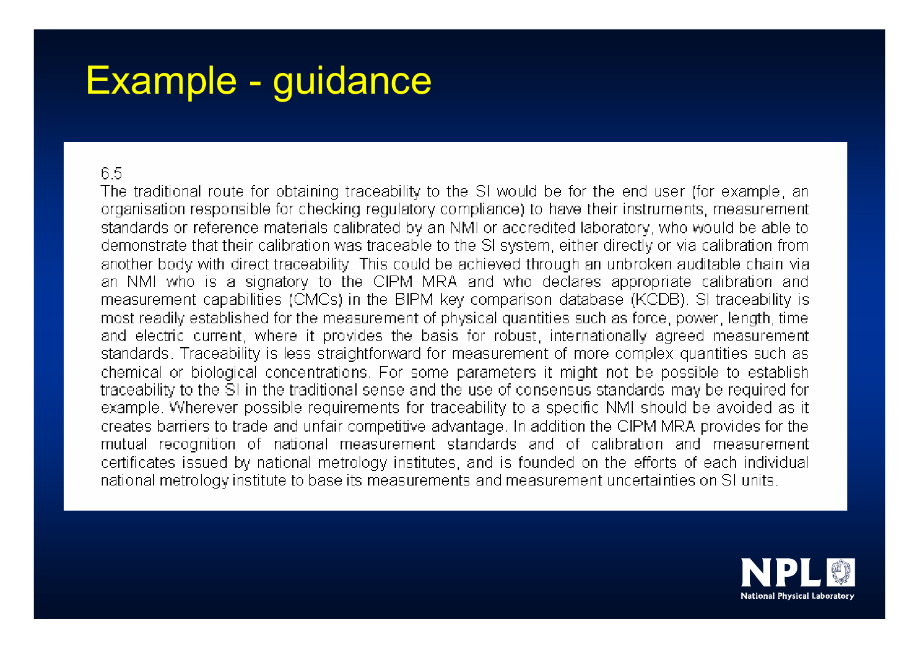# Example - guidance

6.5

The traditional route for obtaining traceability to the SI would be for the end user (for example, an organisation responsible for checking regulatory compliance) to have their instruments, measurement standards or reference materials calibrated by an NMI or accredited laboratory, who would be able to demonstrate that their calibration was traceable to the SI system, either directly or via calibration from another body with direct traceability. This could be achieved through an unbroken auditable chain via an NMI who is a signatory to the CIPM MRA and who declares appropriate calibration and measurement capabilities (CMCs) in the BIPM key comparison database (KCDB). SI traceability is most readily established for the measurement of physical quantities such as force, power, length, time and electric current, where it provides the basis for robust, internationally agreed measurement standards. Traceability is less straightforward for measurement of more complex quantities such as chemical or biological concentrations. For some parameters it might not be possible to establish traceability to the SI in the traditional sense and the use of consensus standards may be required for example. Wherever possible requirements for traceability to a specific NMI should be avoided as it creates barriers to trade and unfair competitive advantage. In addition the CIPM MRA provides for the mutual recognition of national measurement standards and of calibration and measurement certificates issued by national metrology institutes, and is founded on the efforts of each individual national metrology institute to base its measurements and measurement uncertainties on SI units.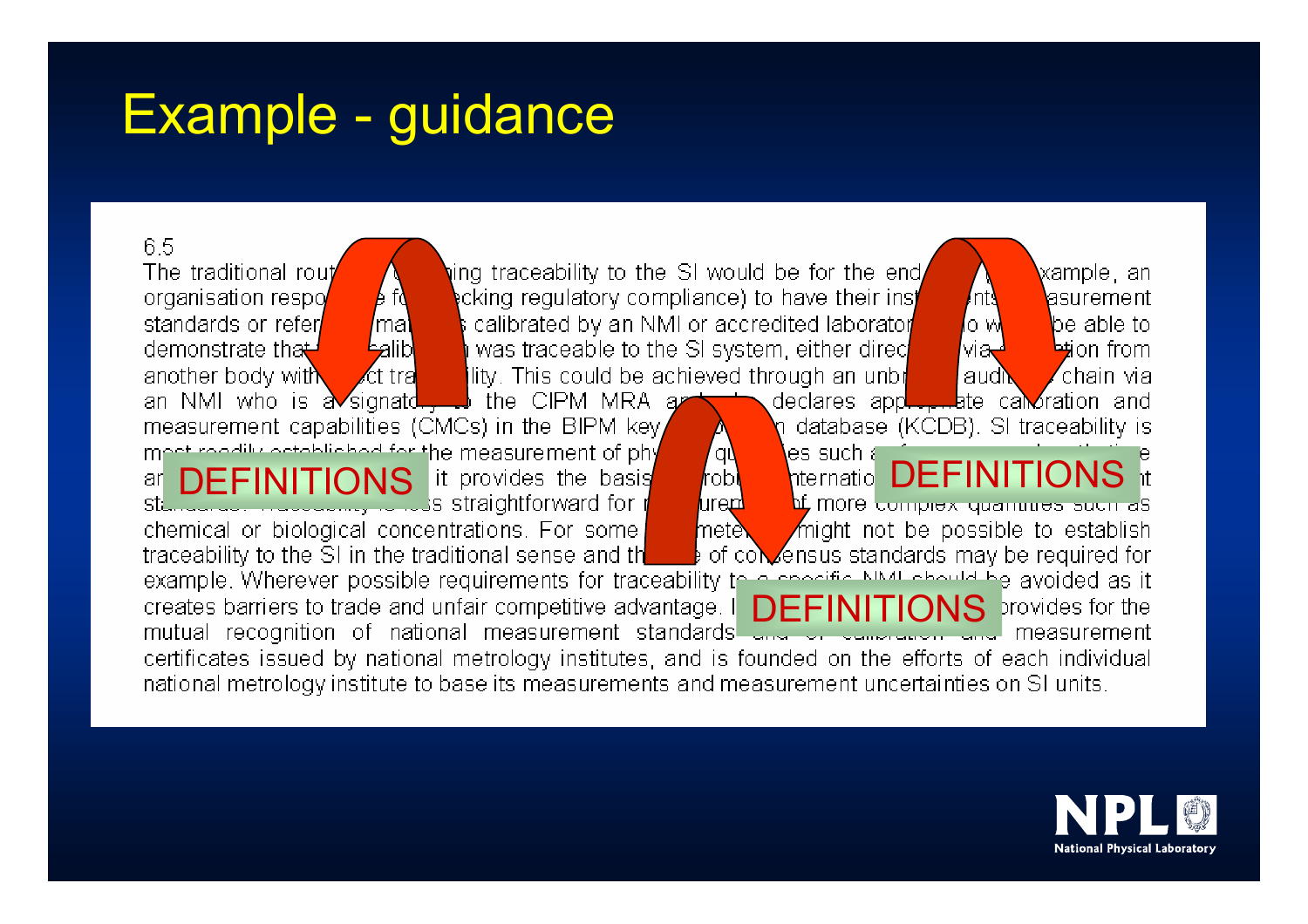# Example - guidance

6.5

The traditional rout[...]ing traceability to the SI would be for the end[...]xample, an organisation respo[...]e f[...]ecking regulatory compliance) to have their ins[...]nts[...]asurement standards or refer[...]ma[...]s calibrated by an NMI or accredited laborator[...]o w[...]be able to demonstrate tha[...]alib[...]n was traceable to the SI system, either direc[...]via[...]tion from another body with[...]ct tra[...]ility. This could be achieved through an unbr[...]audi[...]chain via an NMI who is a signato[...]the CIPM MRA a[...]declares app[...]ate calibration and measurement capabilities (CMCs) in the BIPM key[...]n database (KCDB). SI traceability is m[...]the measurement of ph[...]qu[...]es such a[...]e ar[...] it provides the basis[...]robu[...]nternatio[...]t st[...]s straightforward for [...]urem[...]f more complex quantities such as chemical or biological concentrations. For some [...]mete[...]might not be possible to establish traceability to the SI in the traditional sense and th[...] of consensus standards may be required for example. Wherever possible requirements for traceability t[...]e avoided as it creates barriers to trade and unfair competitive advantage. [...]provides for the mutual recognition of national measurement standards [...] measurement certificates issued by national metrology institutes, and is founded on the efforts of each individual national metrology institute to base its measurements and measurement uncertainties on SI units.

DEFINITIONS

DEFINITIONS

DEFINITIONS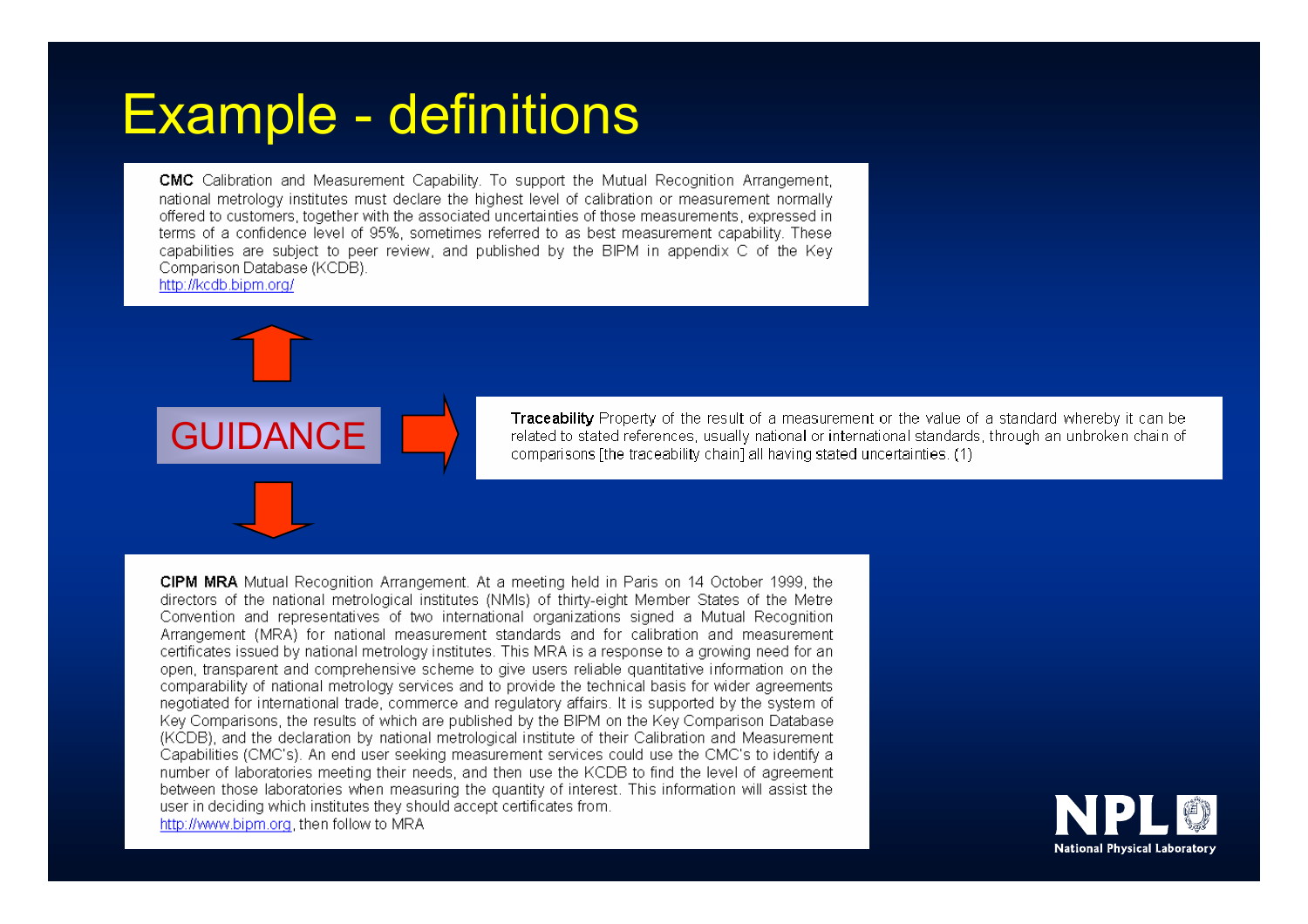# Example - definitions

**CMC** Calibration and Measurement Capability. To support the Mutual Recognition Arrangement, national metrology institutes must declare the highest level of calibration or measurement normally offered to customers, together with the associated uncertainties of those measurements, expressed in terms of a confidence level of 95%, sometimes referred to as best measurement capability. These capabilities are subject to peer review, and published by the BIPM in appendix C of the Key Comparison Database (KCDB).
http://kcdb.bipm.org/

GUIDANCE

**Traceability** Property of the result of a measurement or the value of a standard whereby it can be related to stated references, usually national or international standards, through an unbroken chain of comparisons [the traceability chain] all having stated uncertainties. (1)

**CIPM MRA** Mutual Recognition Arrangement. At a meeting held in Paris on 14 October 1999, the directors of the national metrological institutes (NMIs) of thirty-eight Member States of the Metre Convention and representatives of two international organizations signed a Mutual Recognition Arrangement (MRA) for national measurement standards and for calibration and measurement certificates issued by national metrology institutes. This MRA is a response to a growing need for an open, transparent and comprehensive scheme to give users reliable quantitative information on the comparability of national metrology services and to provide the technical basis for wider agreements negotiated for international trade, commerce and regulatory affairs. It is supported by the system of Key Comparisons, the results of which are published by the BIPM on the Key Comparison Database (KCDB), and the declaration by national metrological institute of their Calibration and Measurement Capabilities (CMC's). An end user seeking measurement services could use the CMC's to identify a number of laboratories meeting their needs, and then use the KCDB to find the level of agreement between those laboratories when measuring the quantity of interest. This information will assist the user in deciding which institutes they should accept certificates from.
http://www.bipm.org, then follow to MRA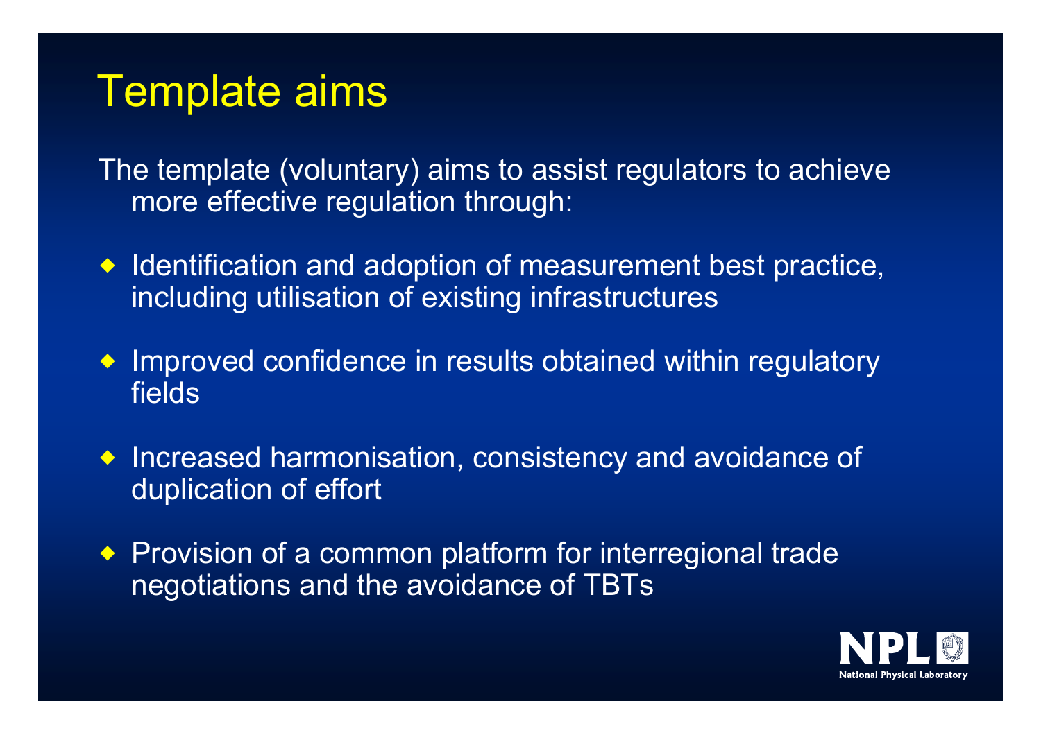# Template aims

The template (voluntary) aims to assist regulators to achieve more effective regulation through:

- Identification and adoption of measurement best practice, including utilisation of existing infrastructures
- Improved confidence in results obtained within regulatory fields
- Increased harmonisation, consistency and avoidance of duplication of effort
- Provision of a common platform for interregional trade negotiations and the avoidance of TBTs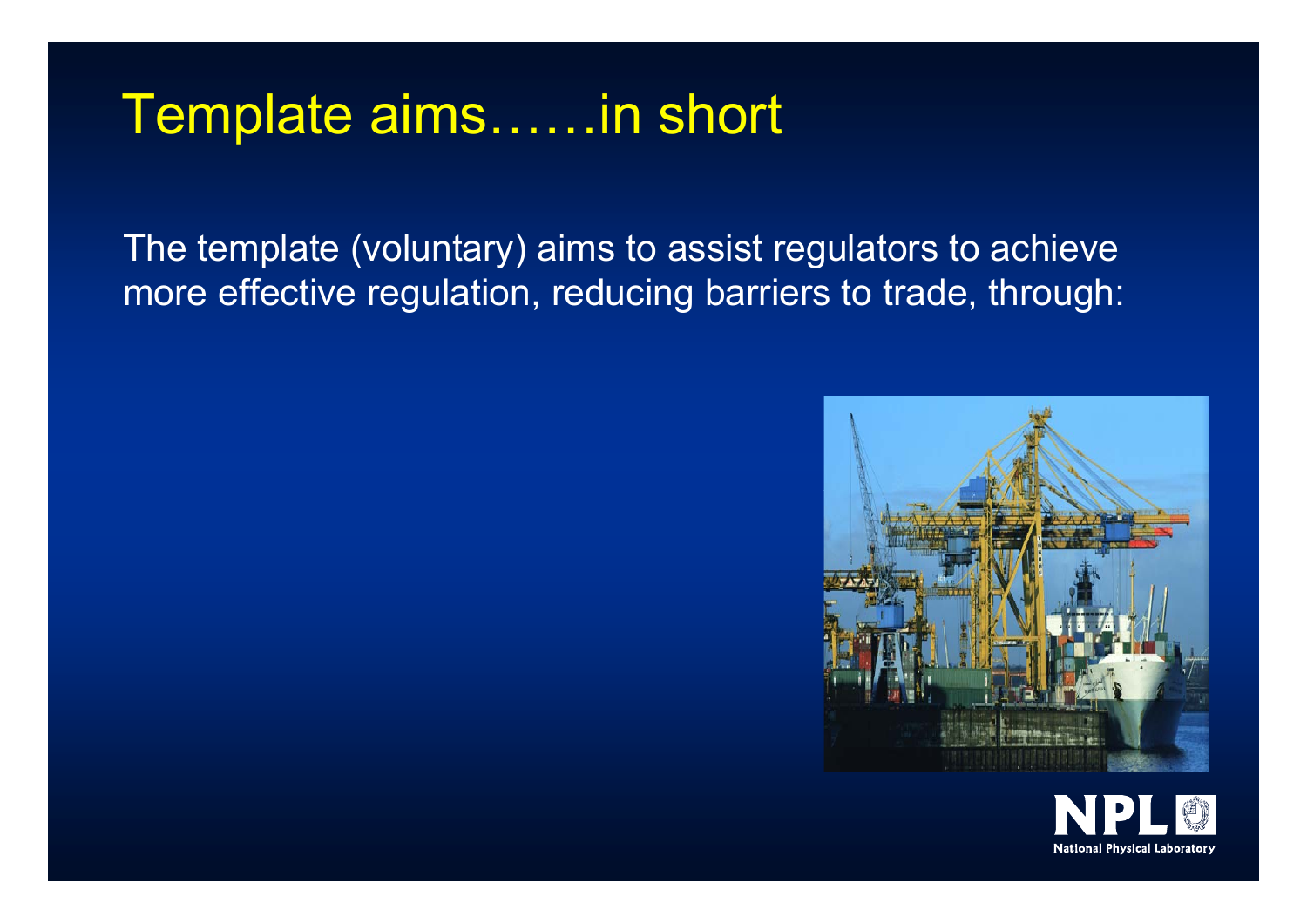# Template aims……in short

The template (voluntary) aims to assist regulators to achieve more effective regulation, reducing barriers to trade, through: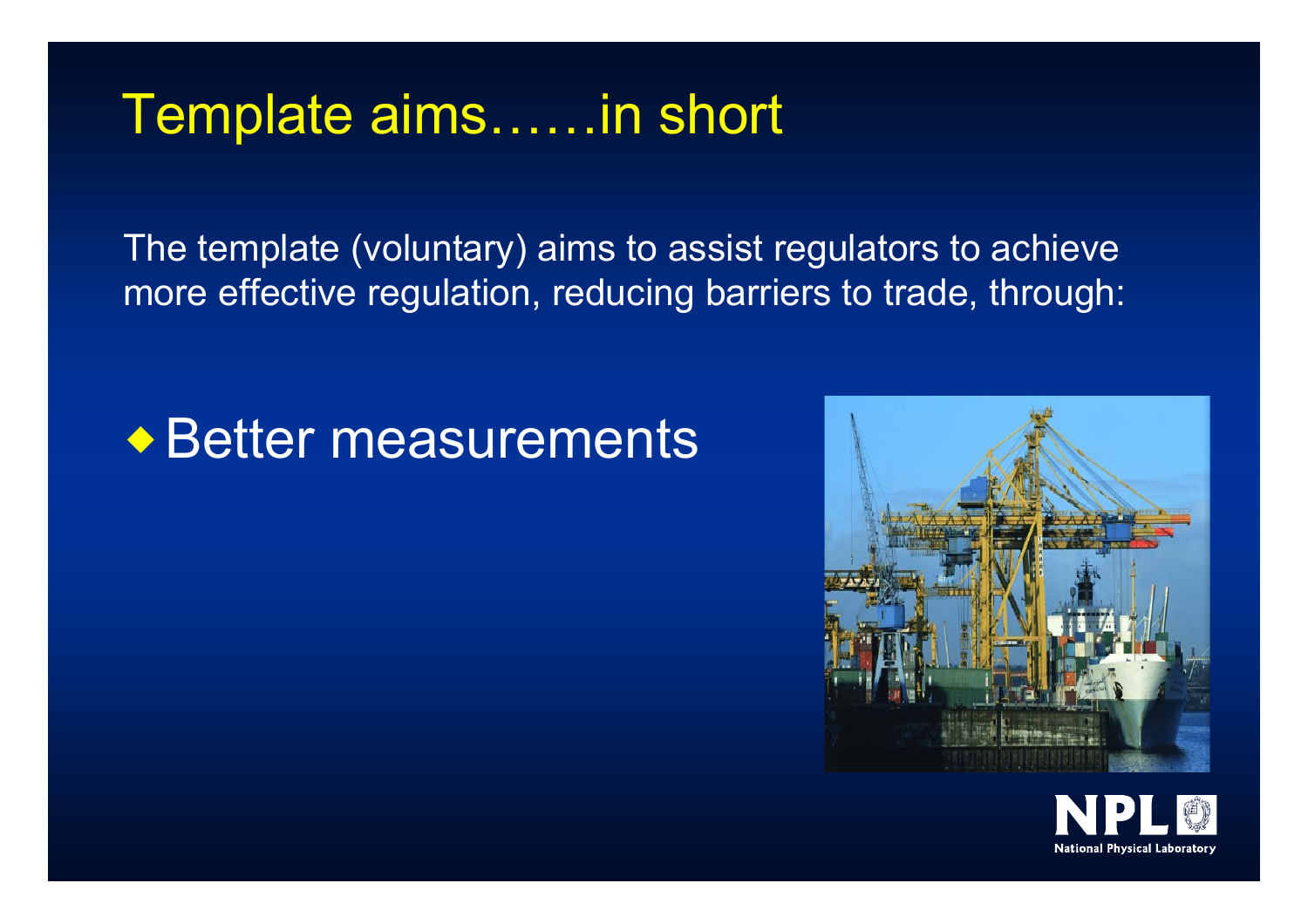# Template aims……in short

The template (voluntary) aims to assist regulators to achieve more effective regulation, reducing barriers to trade, through:

- Better measurements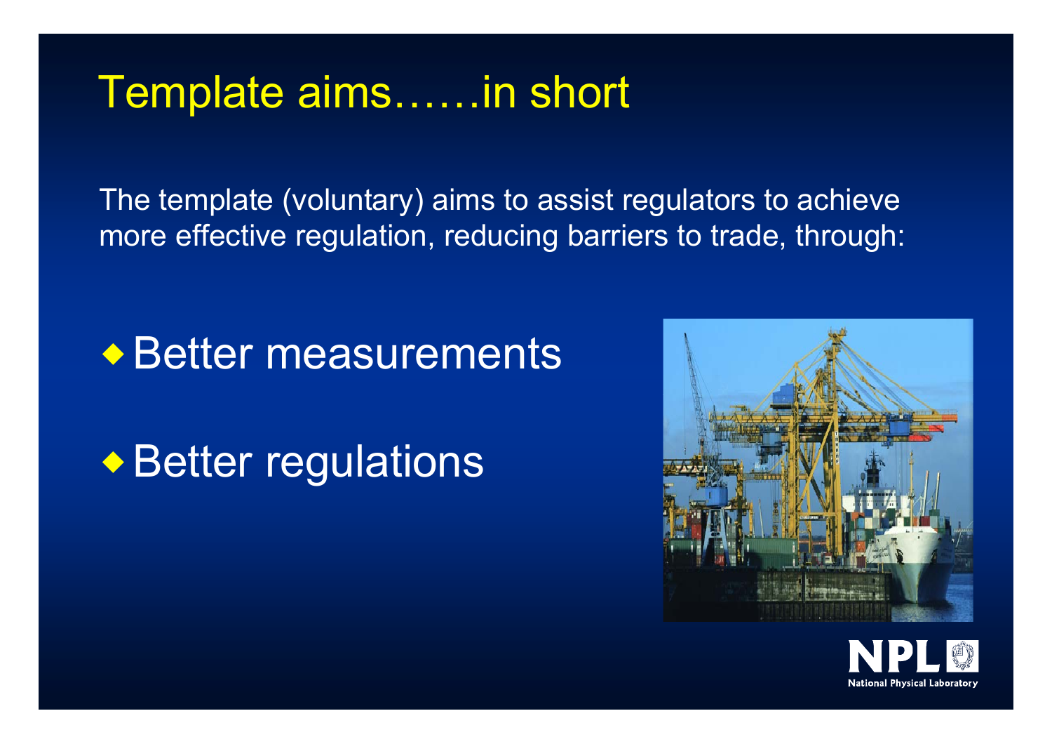# Template aims……in short

The template (voluntary) aims to assist regulators to achieve more effective regulation, reducing barriers to trade, through:

- Better measurements
- Better regulations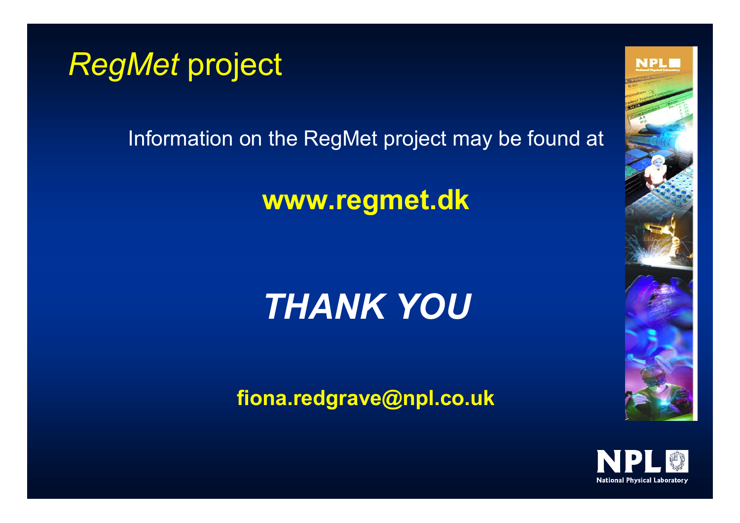# *RegMet* project

Information on the RegMet project may be found at

**www.regmet.dk**

***THANK YOU***

**fiona.redgrave@npl.co.uk**